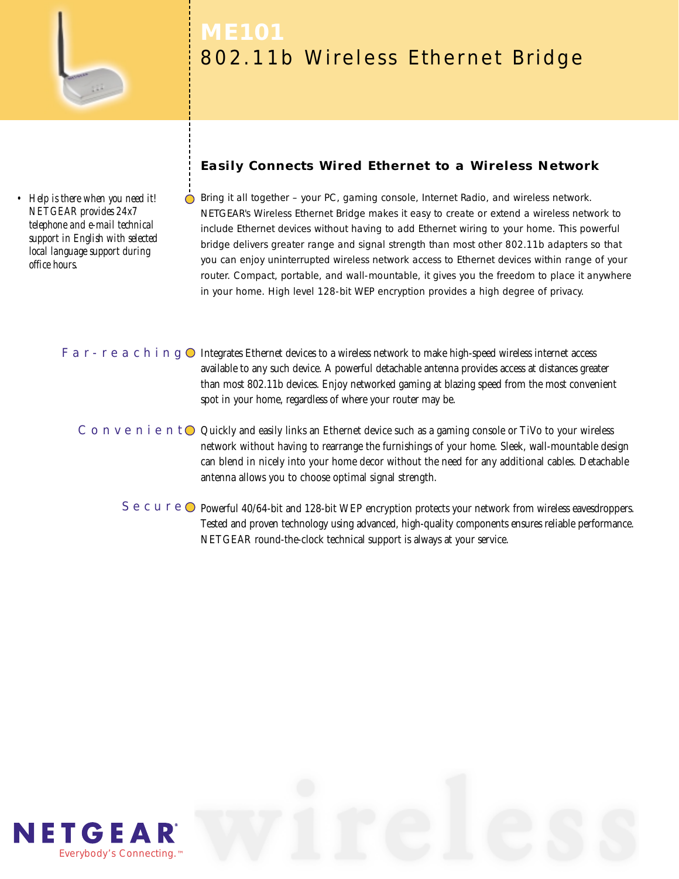# ME101

## 802.11b Wireless Ethernet Bridge

- *Help is there when you need it! NETGEAR provides 24x7 telephone and e-mail technical support in English with selected local language support during office hours.*

### Easily Connects Wired Ethernet to a Wireless Network

Bring it all together – your PC, gaming console, Internet Radio, and wireless network. NETGEAR's Wireless Ethernet Bridge makes it easy to create or extend a wireless network to include Ethernet devices without having to add Ethernet wiring to your home. This powerful bridge delivers greater range and signal strength than most other 802.11b adapters so that you can enjoy uninterrupted wireless network access to Ethernet devices within range of your router. Compact, portable, and wall-mountable, it gives you the freedom to place it anywhere in your home. High level 128-bit WEP encryption provides a high degree of privacy.

**Far-reaching** Integrates Ethernet devices to a wireless network to make high-speed wireless internet access available to any such device. A powerful detachable antenna provides access at distances greater than most 802.11b devices. Enjoy networked gaming at blazing speed from the most convenient spot in your home, regardless of where your router may be.

**Convenient** Quickly and easily links an Ethernet device such as a gaming console or TiVo to your wireless network without having to rearrange the furnishings of your home. Sleek, wall-mountable design can blend in nicely into your home decor without the need for any additional cables. Detachable antenna allows you to choose optimal signal strength.

**Secure** Powerful 40/64-bit and 128-bit WEP encryption protects your network from wireless eavesdroppers. Tested and proven technology using advanced, high-quality components ensures reliable performance. NETGEAR round-the-clock technical support is always at your service.

NETGEAR
Everybody's Connecting.™

wireless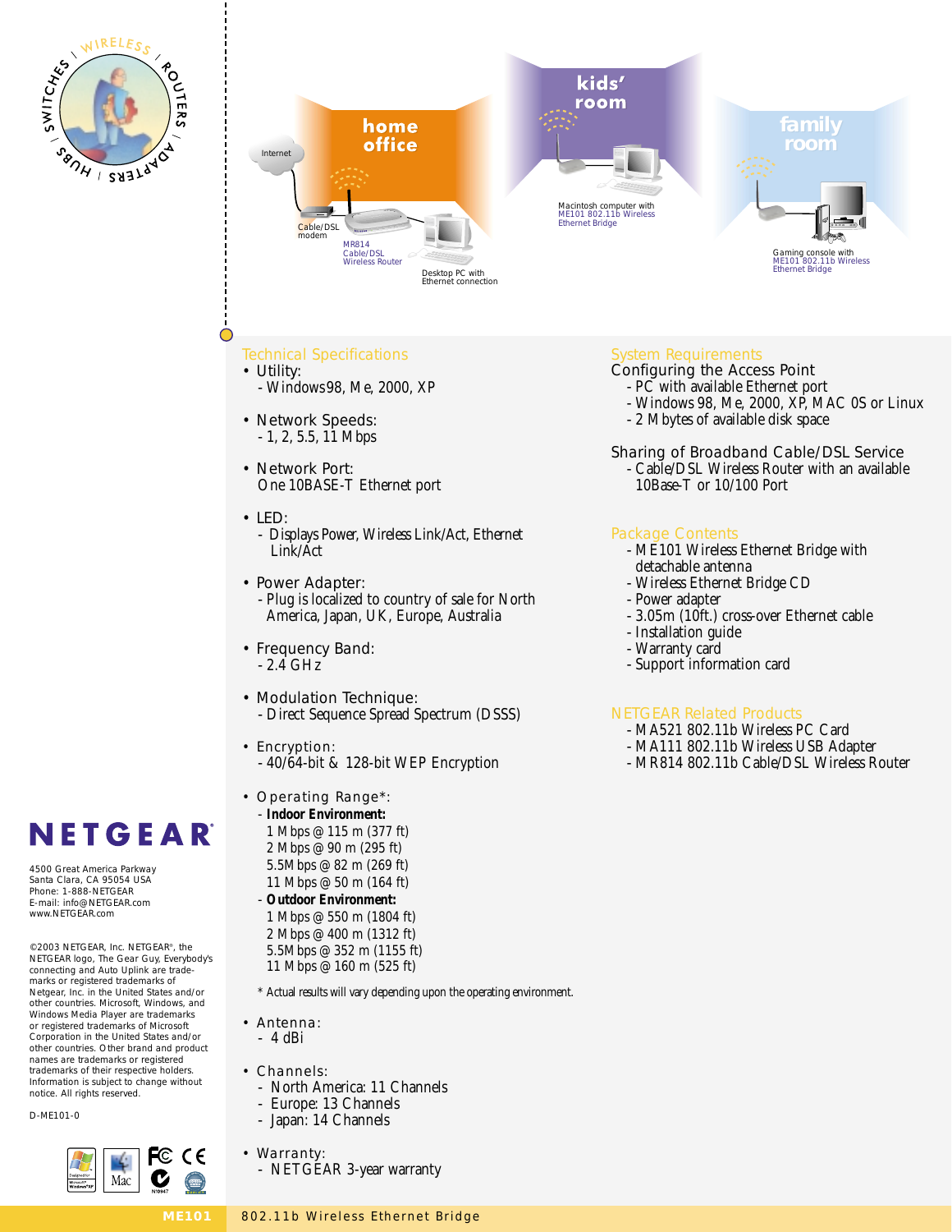Internet

home office

Cable/DSL modem

MR814 Cable/DSL Wireless Router

Desktop PC with Ethernet connection

kids' room

Macintosh computer with ME101 802.11b Wireless Ethernet Bridge

family room

Gaming console with ME101 802.11b Wireless Ethernet Bridge

## Technical Specifications

- Utility:
  - Windows98, Me, 2000, XP
- Network Speeds:
  - 1, 2, 5.5, 11 Mbps
- Network Port:
  One 10BASE-T Ethernet port
- LED:
  - Displays Power, Wireless Link/Act, Ethernet Link/Act
- Power Adapter:
  - Plug is localized to country of sale for North America, Japan, UK, Europe, Australia
- Frequency Band:
  - 2.4 GHz
- Modulation Technique:
  - Direct Sequence Spread Spectrum (DSSS)
- Encryption:
  - 40/64-bit & 128-bit WEP Encryption
- Operating Range*:
  - **Indoor Environment:**
    1 Mbps @ 115 m (377 ft)
    2 Mbps @ 90 m (295 ft)
    5.5Mbps @ 82 m (269 ft)
    11 Mbps @ 50 m (164 ft)
  - **Outdoor Environment:**
    1 Mbps @ 550 m (1804 ft)
    2 Mbps @ 400 m (1312 ft)
    5.5Mbps @ 352 m (1155 ft)
    11 Mbps @ 160 m (525 ft)

  * Actual results will vary depending upon the operating environment.
- Antenna:
  - 4 dBi
- Channels:
  - North America: 11 Channels
  - Europe: 13 Channels
  - Japan: 14 Channels
- Warranty:
  - NETGEAR 3-year warranty

## System Requirements

Configuring the Access Point
- PC with available Ethernet port
- Windows 98, Me, 2000, XP, MAC OS or Linux
- 2 Mbytes of available disk space

Sharing of Broadband Cable/DSL Service
- Cable/DSL Wireless Router with an available 10Base-T or 10/100 Port

## Package Contents

- ME101 Wireless Ethernet Bridge with detachable antenna
- Wireless Ethernet Bridge CD
- Power adapter
- 3.05m (10ft.) cross-over Ethernet cable
- Installation guide
- Warranty card
- Support information card

## NETGEAR Related Products

- MA521 802.11b Wireless PC Card
- MA111 802.11b Wireless USB Adapter
- MR814 802.11b Cable/DSL Wireless Router

**NETGEAR**

4500 Great America Parkway
Santa Clara, CA 95054 USA
Phone: 1-888-NETGEAR
E-mail: info@NETGEAR.com
www.NETGEAR.com

©2003 NETGEAR, Inc. NETGEAR®, the NETGEAR logo, The Gear Guy, Everybody's connecting and Auto Uplink are trademarks or registered trademarks of Netgear, Inc. in the United States and/or other countries. Microsoft, Windows, and Windows Media Player are trademarks or registered trademarks of Microsoft Corporation in the United States and/or other countries. Other brand and product names are trademarks or registered trademarks of their respective holders. Information is subject to change without notice. All rights reserved.

D-ME101-0

ME101 802.11b Wireless Ethernet Bridge